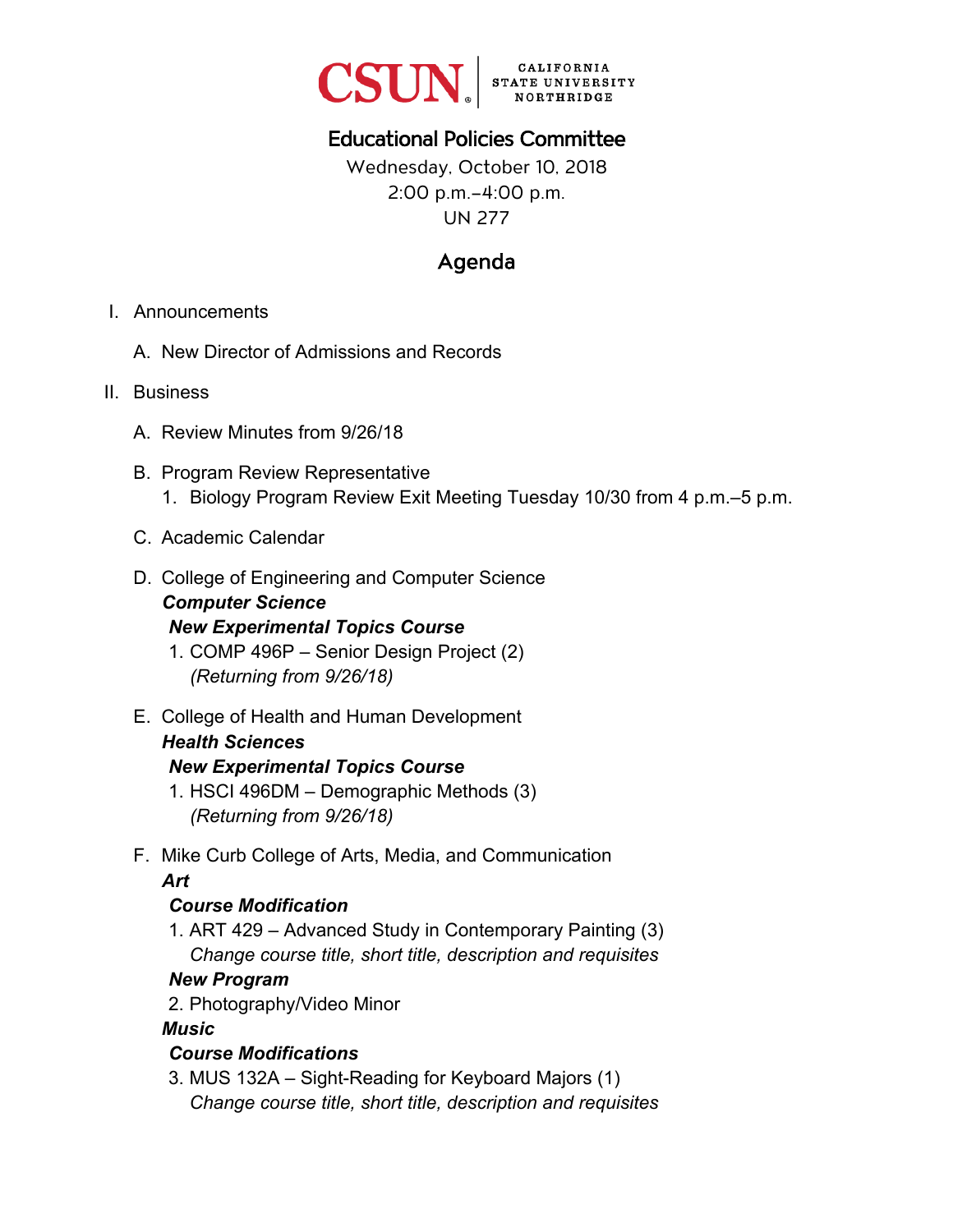CSUN CALIFORNIA STATE UNIVERSITY NORTHRIDGE

# Educational Policies Committee

Wednesday, October 10, 2018
2:00 p.m.–4:00 p.m.
UN 277

## Agenda

I. Announcements

   A. New Director of Admissions and Records

II. Business

   A. Review Minutes from 9/26/18

   B. Program Review Representative
      1. Biology Program Review Exit Meeting Tuesday 10/30 from 4 p.m.–5 p.m.

   C. Academic Calendar

   D. College of Engineering and Computer Science
      ***Computer Science***
      ***New Experimental Topics Course***
      1. COMP 496P – Senior Design Project (2)
         *(Returning from 9/26/18)*

   E. College of Health and Human Development
      ***Health Sciences***
      ***New Experimental Topics Course***
      1. HSCI 496DM – Demographic Methods (3)
         *(Returning from 9/26/18)*

   F. Mike Curb College of Arts, Media, and Communication
      ***Art***
      ***Course Modification***
      1. ART 429 – Advanced Study in Contemporary Painting (3)
         *Change course title, short title, description and requisites*
      ***New Program***
      2. Photography/Video Minor
      ***Music***
      ***Course Modifications***
      3. MUS 132A – Sight-Reading for Keyboard Majors (1)
         *Change course title, short title, description and requisites*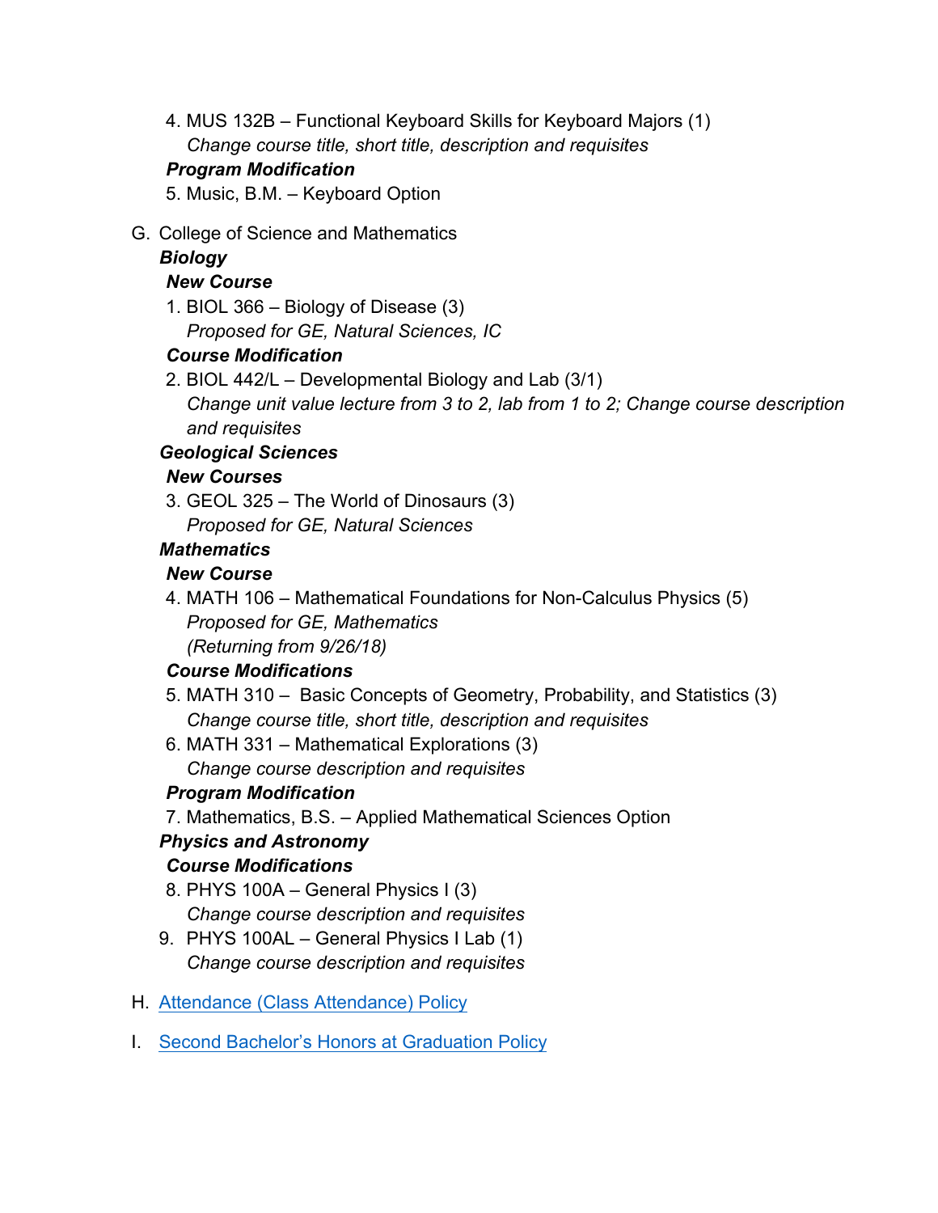4. MUS 132B – Functional Keyboard Skills for Keyboard Majors (1)
   *Change course title, short title, description and requisites*

***Program Modification***

5. Music, B.M. – Keyboard Option

G. College of Science and Mathematics

***Biology***

***New Course***

1. BIOL 366 – Biology of Disease (3)
   *Proposed for GE, Natural Sciences, IC*

***Course Modification***

2. BIOL 442/L – Developmental Biology and Lab (3/1)
   *Change unit value lecture from 3 to 2, lab from 1 to 2; Change course description and requisites*

***Geological Sciences***

***New Courses***

3. GEOL 325 – The World of Dinosaurs (3)
   *Proposed for GE, Natural Sciences*

***Mathematics***

***New Course***

4. MATH 106 – Mathematical Foundations for Non-Calculus Physics (5)
   *Proposed for GE, Mathematics*
   *(Returning from 9/26/18)*

***Course Modifications***

5. MATH 310 – Basic Concepts of Geometry, Probability, and Statistics (3)
   *Change course title, short title, description and requisites*
6. MATH 331 – Mathematical Explorations (3)
   *Change course description and requisites*

***Program Modification***

7. Mathematics, B.S. – Applied Mathematical Sciences Option

***Physics and Astronomy***

***Course Modifications***

8. PHYS 100A – General Physics I (3)
   *Change course description and requisites*
9. PHYS 100AL – General Physics I Lab (1)
   *Change course description and requisites*

H. Attendance (Class Attendance) Policy

I. Second Bachelor's Honors at Graduation Policy